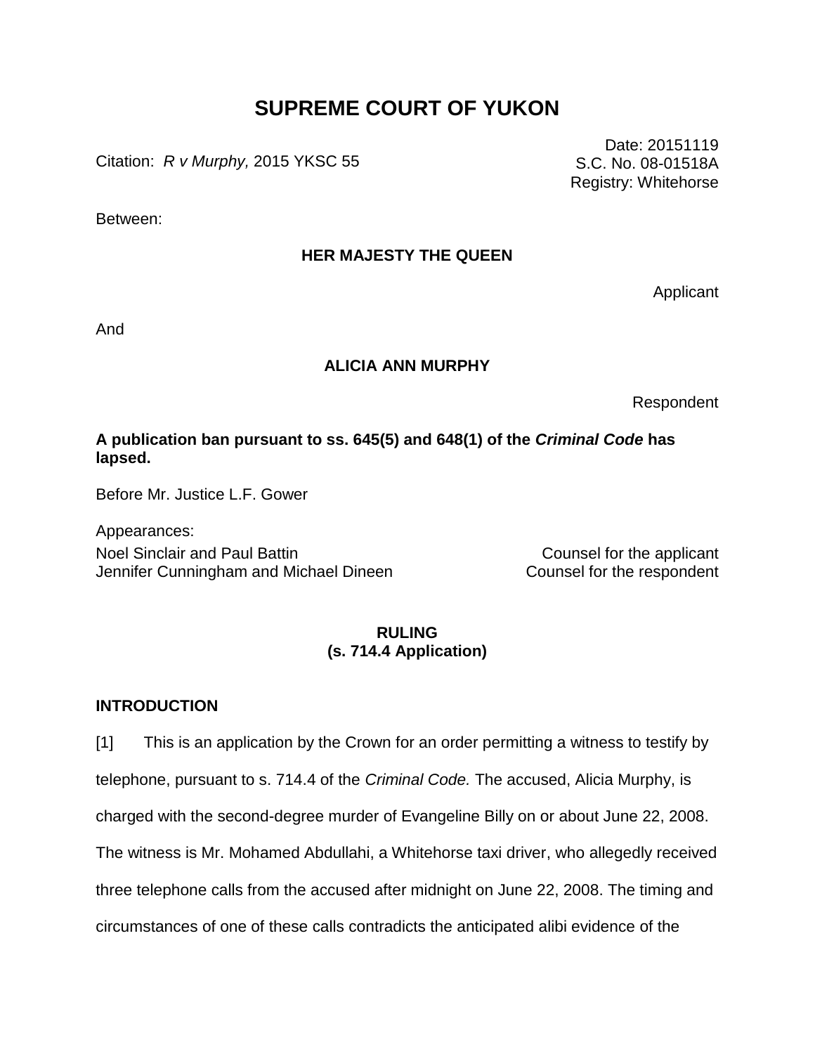# SUPREME COURT OF YUKON

Citation: *R v Murphy,* 2015 YKSC 55

Date: 20151119
S.C. No. 08-01518A
Registry: Whitehorse

Between:

**HER MAJESTY THE QUEEN**

Applicant

And

**ALICIA ANN MURPHY**

Respondent

**A publication ban pursuant to ss. 645(5) and 648(1) of the *Criminal Code* has lapsed.**

Before Mr. Justice L.F. Gower

Appearances:

| | |
|---|---|
| Noel Sinclair and Paul Battin | Counsel for the applicant |
| Jennifer Cunningham and Michael Dineen | Counsel for the respondent |

**RULING**
**(s. 714.4 Application)**

## INTRODUCTION

[1] This is an application by the Crown for an order permitting a witness to testify by telephone, pursuant to s. 714.4 of the *Criminal Code.* The accused, Alicia Murphy, is charged with the second-degree murder of Evangeline Billy on or about June 22, 2008. The witness is Mr. Mohamed Abdullahi, a Whitehorse taxi driver, who allegedly received three telephone calls from the accused after midnight on June 22, 2008. The timing and circumstances of one of these calls contradicts the anticipated alibi evidence of the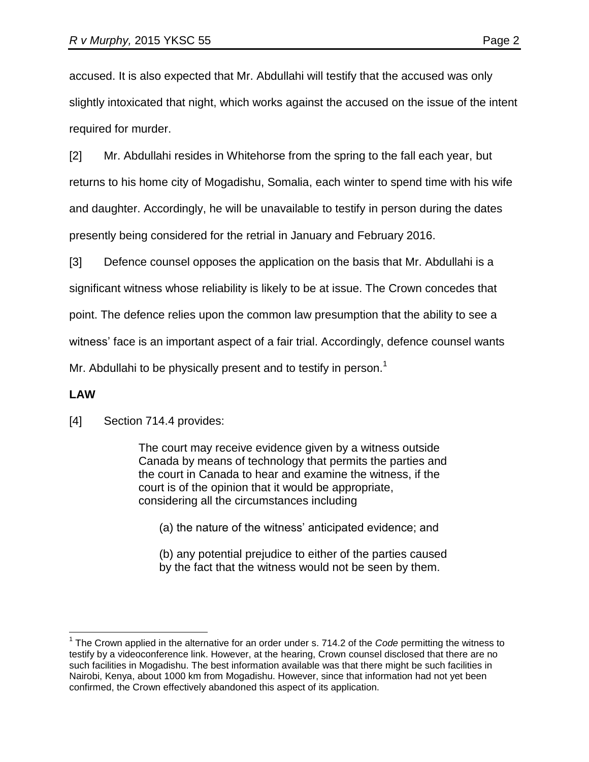accused. It is also expected that Mr. Abdullahi will testify that the accused was only slightly intoxicated that night, which works against the accused on the issue of the intent required for murder.

[2] Mr. Abdullahi resides in Whitehorse from the spring to the fall each year, but returns to his home city of Mogadishu, Somalia, each winter to spend time with his wife and daughter. Accordingly, he will be unavailable to testify in person during the dates presently being considered for the retrial in January and February 2016.

[3] Defence counsel opposes the application on the basis that Mr. Abdullahi is a significant witness whose reliability is likely to be at issue. The Crown concedes that point. The defence relies upon the common law presumption that the ability to see a witness' face is an important aspect of a fair trial. Accordingly, defence counsel wants Mr. Abdullahi to be physically present and to testify in person.[1]

**LAW**

[4] Section 714.4 provides:

> The court may receive evidence given by a witness outside Canada by means of technology that permits the parties and the court in Canada to hear and examine the witness, if the court is of the opinion that it would be appropriate, considering all the circumstances including
>
> (a) the nature of the witness' anticipated evidence; and
>
> (b) any potential prejudice to either of the parties caused by the fact that the witness would not be seen by them.

---

[1] The Crown applied in the alternative for an order under s. 714.2 of the *Code* permitting the witness to testify by a videoconference link. However, at the hearing, Crown counsel disclosed that there are no such facilities in Mogadishu. The best information available was that there might be such facilities in Nairobi, Kenya, about 1000 km from Mogadishu. However, since that information had not yet been confirmed, the Crown effectively abandoned this aspect of its application.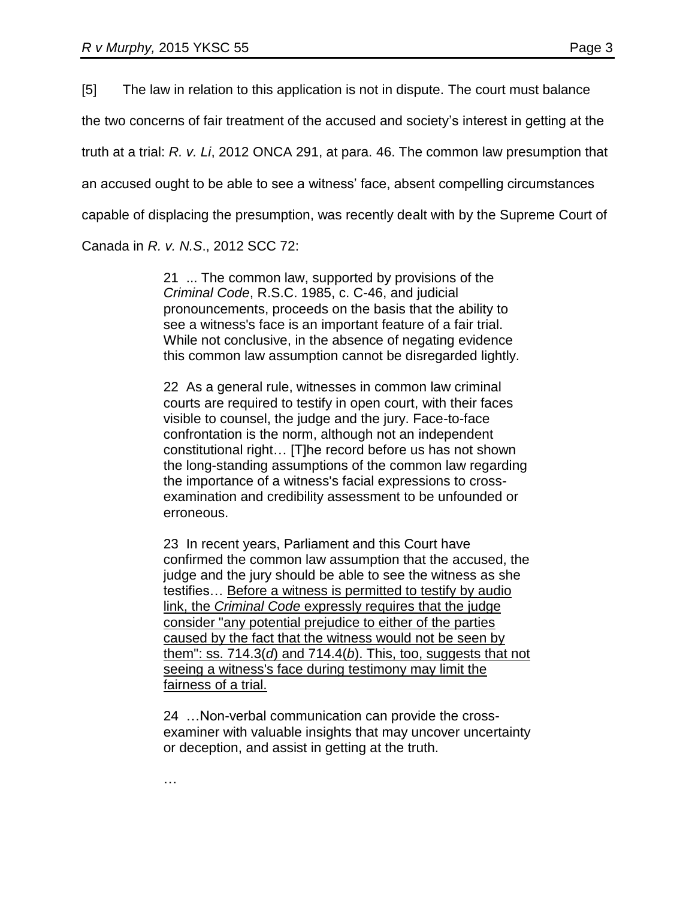[5] The law in relation to this application is not in dispute. The court must balance the two concerns of fair treatment of the accused and society's interest in getting at the truth at a trial: *R. v. Li*, 2012 ONCA 291, at para. 46. The common law presumption that an accused ought to be able to see a witness' face, absent compelling circumstances capable of displacing the presumption, was recently dealt with by the Supreme Court of Canada in *R. v. N.S*., 2012 SCC 72:

> 21 ... The common law, supported by provisions of the *Criminal Code*, R.S.C. 1985, c. C-46, and judicial pronouncements, proceeds on the basis that the ability to see a witness's face is an important feature of a fair trial. While not conclusive, in the absence of negating evidence this common law assumption cannot be disregarded lightly.
>
> 22 As a general rule, witnesses in common law criminal courts are required to testify in open court, with their faces visible to counsel, the judge and the jury. Face-to-face confrontation is the norm, although not an independent constitutional right… [T]he record before us has not shown the long-standing assumptions of the common law regarding the importance of a witness's facial expressions to cross-examination and credibility assessment to be unfounded or erroneous.
>
> 23 In recent years, Parliament and this Court have confirmed the common law assumption that the accused, the judge and the jury should be able to see the witness as she testifies… <u>Before a witness is permitted to testify by audio link, the *Criminal Code* expressly requires that the judge consider "any potential prejudice to either of the parties caused by the fact that the witness would not be seen by them": ss. 714.3(*d*) and 714.4(*b*). This, too, suggests that not seeing a witness's face during testimony may limit the fairness of a trial.</u>
>
> 24 …Non-verbal communication can provide the cross-examiner with valuable insights that may uncover uncertainty or deception, and assist in getting at the truth.
>
> …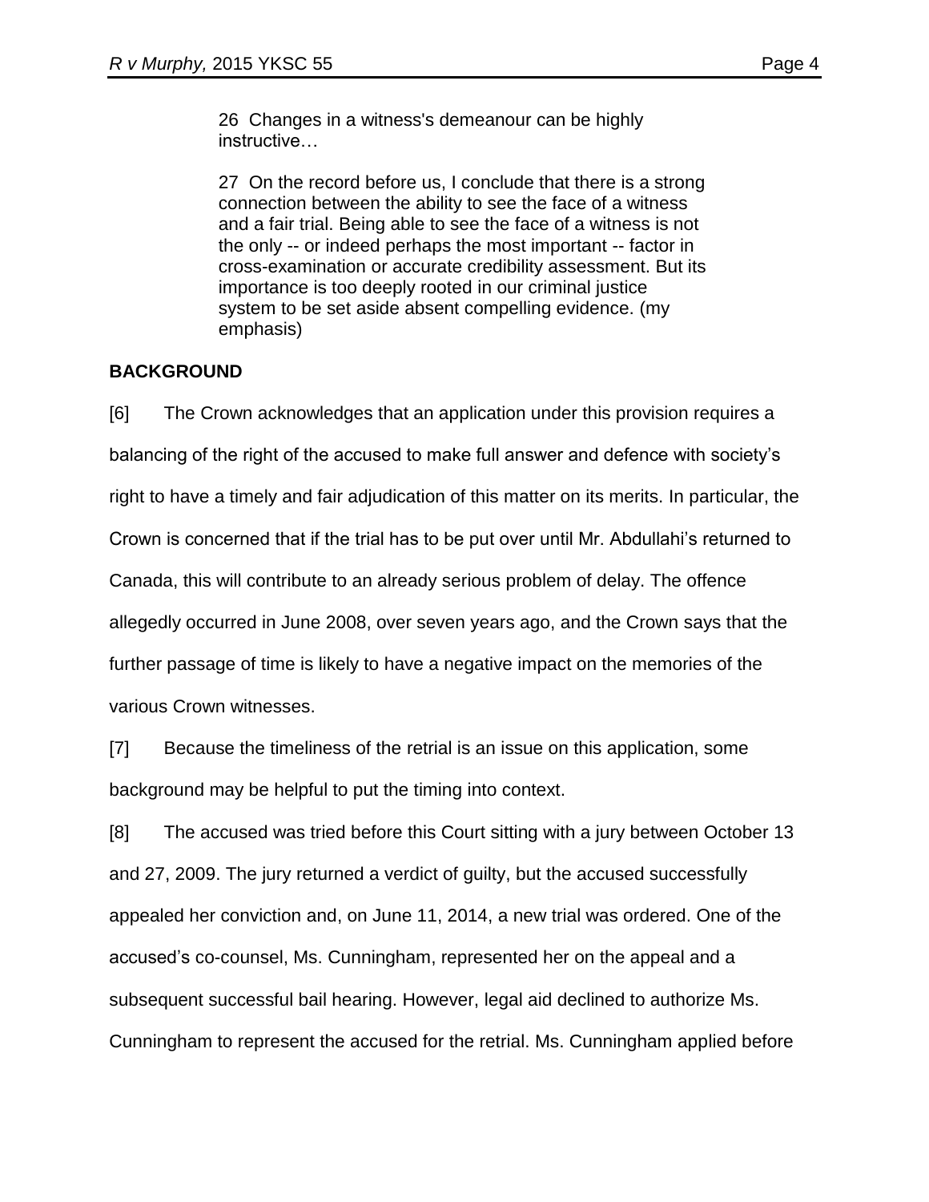> 26 Changes in a witness's demeanour can be highly instructive…
>
> 27 On the record before us, I conclude that there is a strong connection between the ability to see the face of a witness and a fair trial. Being able to see the face of a witness is not the only -- or indeed perhaps the most important -- factor in cross-examination or accurate credibility assessment. But its importance is too deeply rooted in our criminal justice system to be set aside absent compelling evidence. (my emphasis)

## BACKGROUND

[6] The Crown acknowledges that an application under this provision requires a balancing of the right of the accused to make full answer and defence with society's right to have a timely and fair adjudication of this matter on its merits. In particular, the Crown is concerned that if the trial has to be put over until Mr. Abdullahi's returned to Canada, this will contribute to an already serious problem of delay. The offence allegedly occurred in June 2008, over seven years ago, and the Crown says that the further passage of time is likely to have a negative impact on the memories of the various Crown witnesses.

[7] Because the timeliness of the retrial is an issue on this application, some background may be helpful to put the timing into context.

[8] The accused was tried before this Court sitting with a jury between October 13 and 27, 2009. The jury returned a verdict of guilty, but the accused successfully appealed her conviction and, on June 11, 2014, a new trial was ordered. One of the accused's co-counsel, Ms. Cunningham, represented her on the appeal and a subsequent successful bail hearing. However, legal aid declined to authorize Ms. Cunningham to represent the accused for the retrial. Ms. Cunningham applied before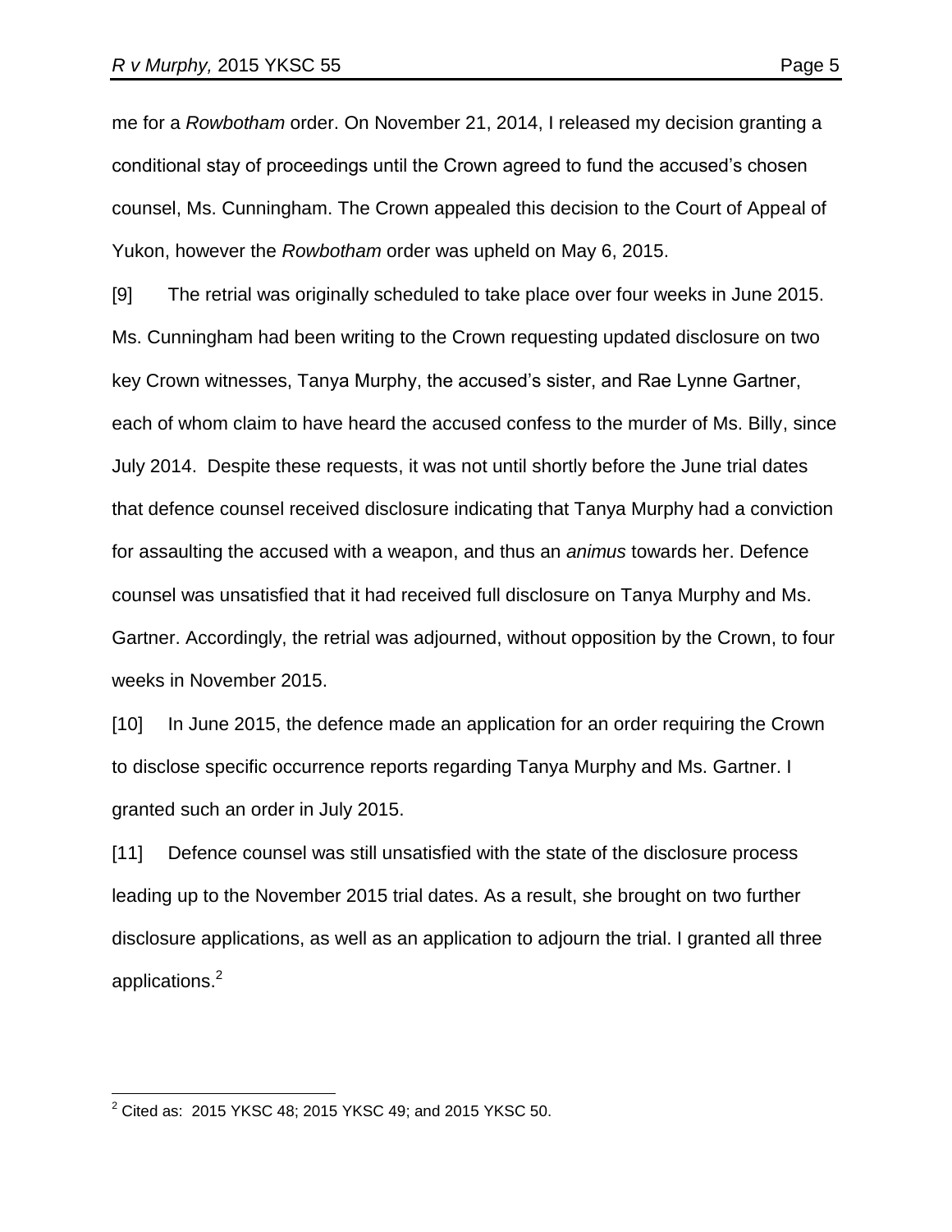me for a *Rowbotham* order. On November 21, 2014, I released my decision granting a conditional stay of proceedings until the Crown agreed to fund the accused's chosen counsel, Ms. Cunningham. The Crown appealed this decision to the Court of Appeal of Yukon, however the *Rowbotham* order was upheld on May 6, 2015.

[9] The retrial was originally scheduled to take place over four weeks in June 2015. Ms. Cunningham had been writing to the Crown requesting updated disclosure on two key Crown witnesses, Tanya Murphy, the accused's sister, and Rae Lynne Gartner, each of whom claim to have heard the accused confess to the murder of Ms. Billy, since July 2014. Despite these requests, it was not until shortly before the June trial dates that defence counsel received disclosure indicating that Tanya Murphy had a conviction for assaulting the accused with a weapon, and thus an *animus* towards her. Defence counsel was unsatisfied that it had received full disclosure on Tanya Murphy and Ms. Gartner. Accordingly, the retrial was adjourned, without opposition by the Crown, to four weeks in November 2015.

[10] In June 2015, the defence made an application for an order requiring the Crown to disclose specific occurrence reports regarding Tanya Murphy and Ms. Gartner. I granted such an order in July 2015.

[11] Defence counsel was still unsatisfied with the state of the disclosure process leading up to the November 2015 trial dates. As a result, she brought on two further disclosure applications, as well as an application to adjourn the trial. I granted all three applications.[2]

---

[2] Cited as: 2015 YKSC 48; 2015 YKSC 49; and 2015 YKSC 50.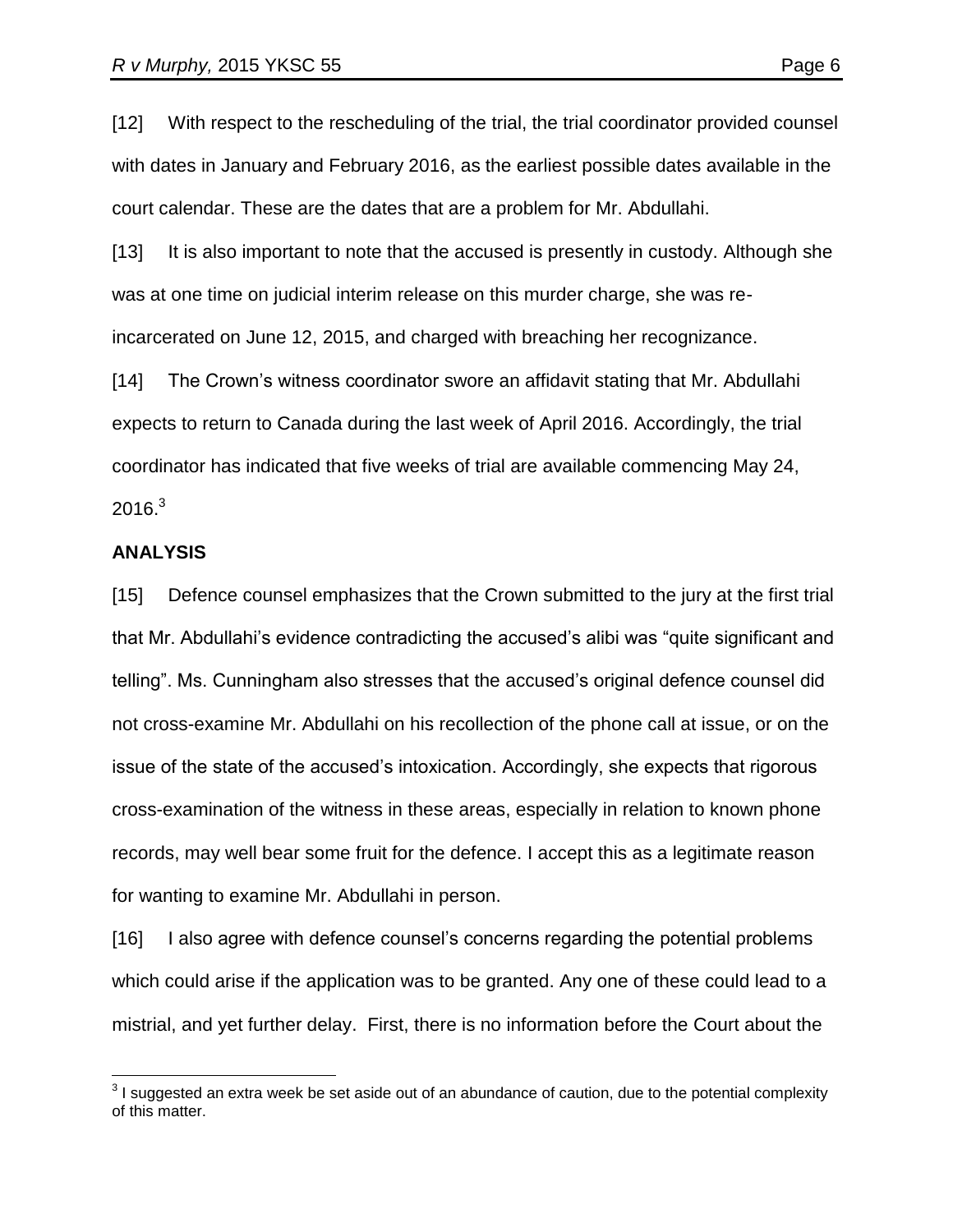[12] With respect to the rescheduling of the trial, the trial coordinator provided counsel with dates in January and February 2016, as the earliest possible dates available in the court calendar. These are the dates that are a problem for Mr. Abdullahi.

[13] It is also important to note that the accused is presently in custody. Although she was at one time on judicial interim release on this murder charge, she was re-incarcerated on June 12, 2015, and charged with breaching her recognizance.

[14] The Crown's witness coordinator swore an affidavit stating that Mr. Abdullahi expects to return to Canada during the last week of April 2016. Accordingly, the trial coordinator has indicated that five weeks of trial are available commencing May 24, 2016.[3]

**ANALYSIS**

[15] Defence counsel emphasizes that the Crown submitted to the jury at the first trial that Mr. Abdullahi's evidence contradicting the accused's alibi was "quite significant and telling". Ms. Cunningham also stresses that the accused's original defence counsel did not cross-examine Mr. Abdullahi on his recollection of the phone call at issue, or on the issue of the state of the accused's intoxication. Accordingly, she expects that rigorous cross-examination of the witness in these areas, especially in relation to known phone records, may well bear some fruit for the defence. I accept this as a legitimate reason for wanting to examine Mr. Abdullahi in person.

[16] I also agree with defence counsel's concerns regarding the potential problems which could arise if the application was to be granted. Any one of these could lead to a mistrial, and yet further delay. First, there is no information before the Court about the

---

[3] I suggested an extra week be set aside out of an abundance of caution, due to the potential complexity of this matter.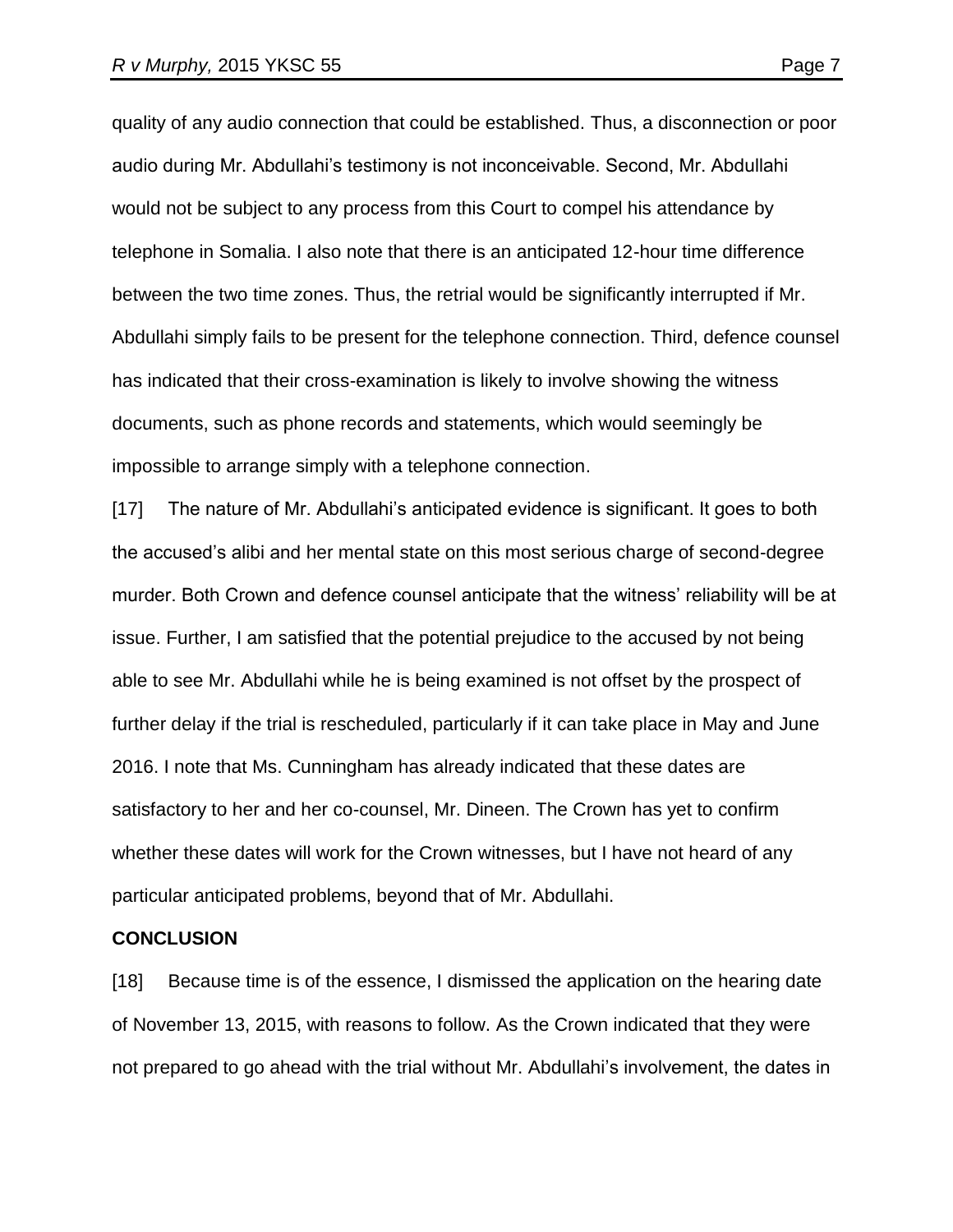quality of any audio connection that could be established. Thus, a disconnection or poor audio during Mr. Abdullahi's testimony is not inconceivable. Second, Mr. Abdullahi would not be subject to any process from this Court to compel his attendance by telephone in Somalia. I also note that there is an anticipated 12-hour time difference between the two time zones. Thus, the retrial would be significantly interrupted if Mr. Abdullahi simply fails to be present for the telephone connection. Third, defence counsel has indicated that their cross-examination is likely to involve showing the witness documents, such as phone records and statements, which would seemingly be impossible to arrange simply with a telephone connection.

[17] The nature of Mr. Abdullahi's anticipated evidence is significant. It goes to both the accused's alibi and her mental state on this most serious charge of second-degree murder. Both Crown and defence counsel anticipate that the witness' reliability will be at issue. Further, I am satisfied that the potential prejudice to the accused by not being able to see Mr. Abdullahi while he is being examined is not offset by the prospect of further delay if the trial is rescheduled, particularly if it can take place in May and June 2016. I note that Ms. Cunningham has already indicated that these dates are satisfactory to her and her co-counsel, Mr. Dineen. The Crown has yet to confirm whether these dates will work for the Crown witnesses, but I have not heard of any particular anticipated problems, beyond that of Mr. Abdullahi.

**CONCLUSION**

[18] Because time is of the essence, I dismissed the application on the hearing date of November 13, 2015, with reasons to follow. As the Crown indicated that they were not prepared to go ahead with the trial without Mr. Abdullahi's involvement, the dates in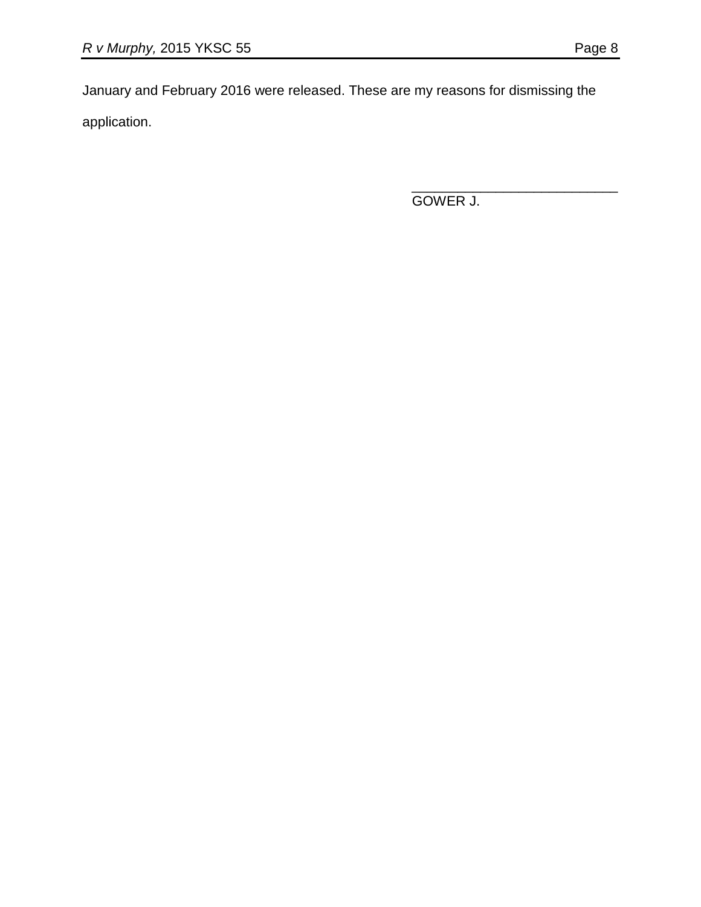January and February 2016 were released. These are my reasons for dismissing the application.

___________________________
GOWER J.